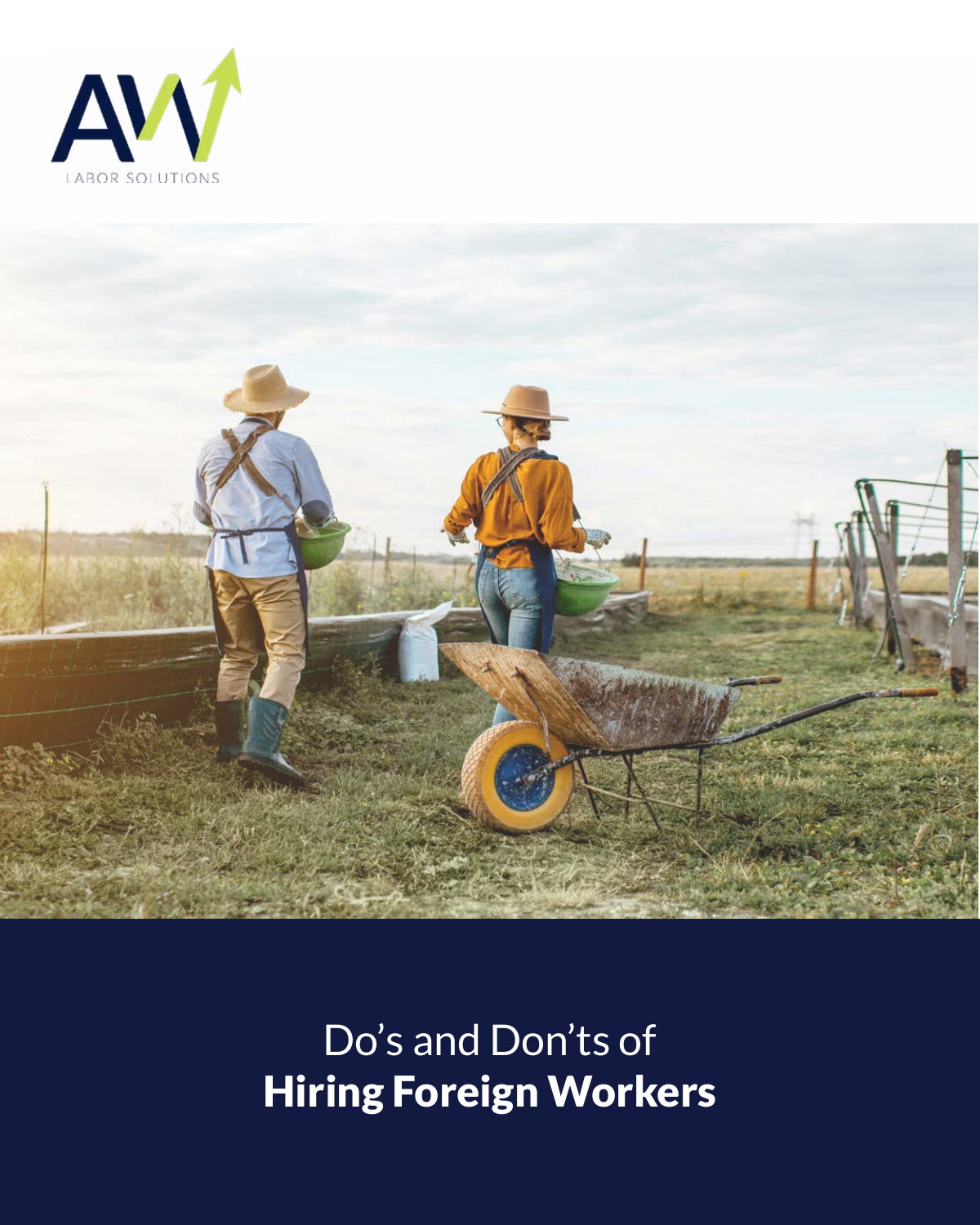AW

LABOR SOLUTIONS

# Do's and Don'ts of **Hiring Foreign Workers**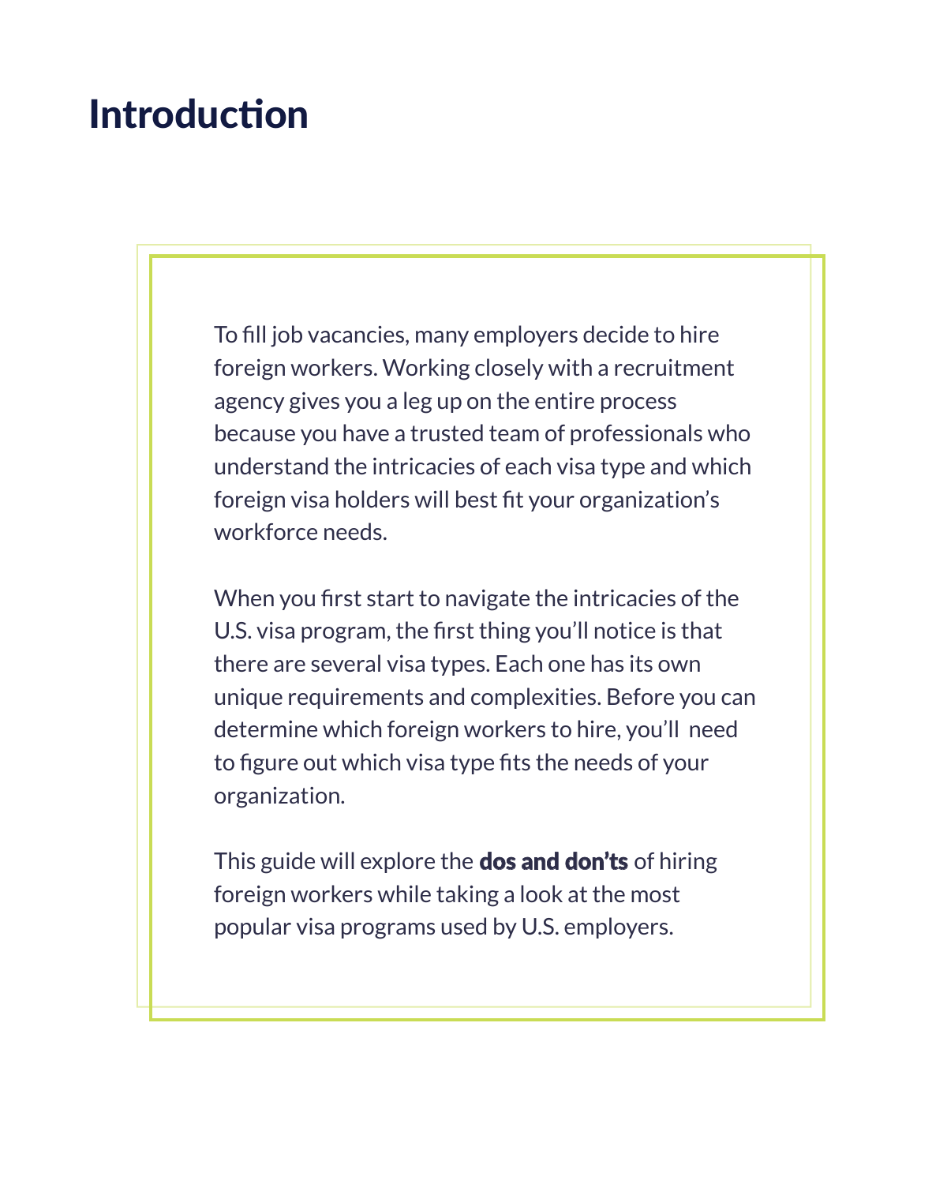# Introduction

To fill job vacancies, many employers decide to hire foreign workers. Working closely with a recruitment agency gives you a leg up on the entire process because you have a trusted team of professionals who understand the intricacies of each visa type and which foreign visa holders will best fit your organization's workforce needs.

When you first start to navigate the intricacies of the U.S. visa program, the first thing you'll notice is that there are several visa types. Each one has its own unique requirements and complexities. Before you can determine which foreign workers to hire, you'll need to figure out which visa type fits the needs of your organization.

This guide will explore the **dos and don'ts** of hiring foreign workers while taking a look at the most popular visa programs used by U.S. employers.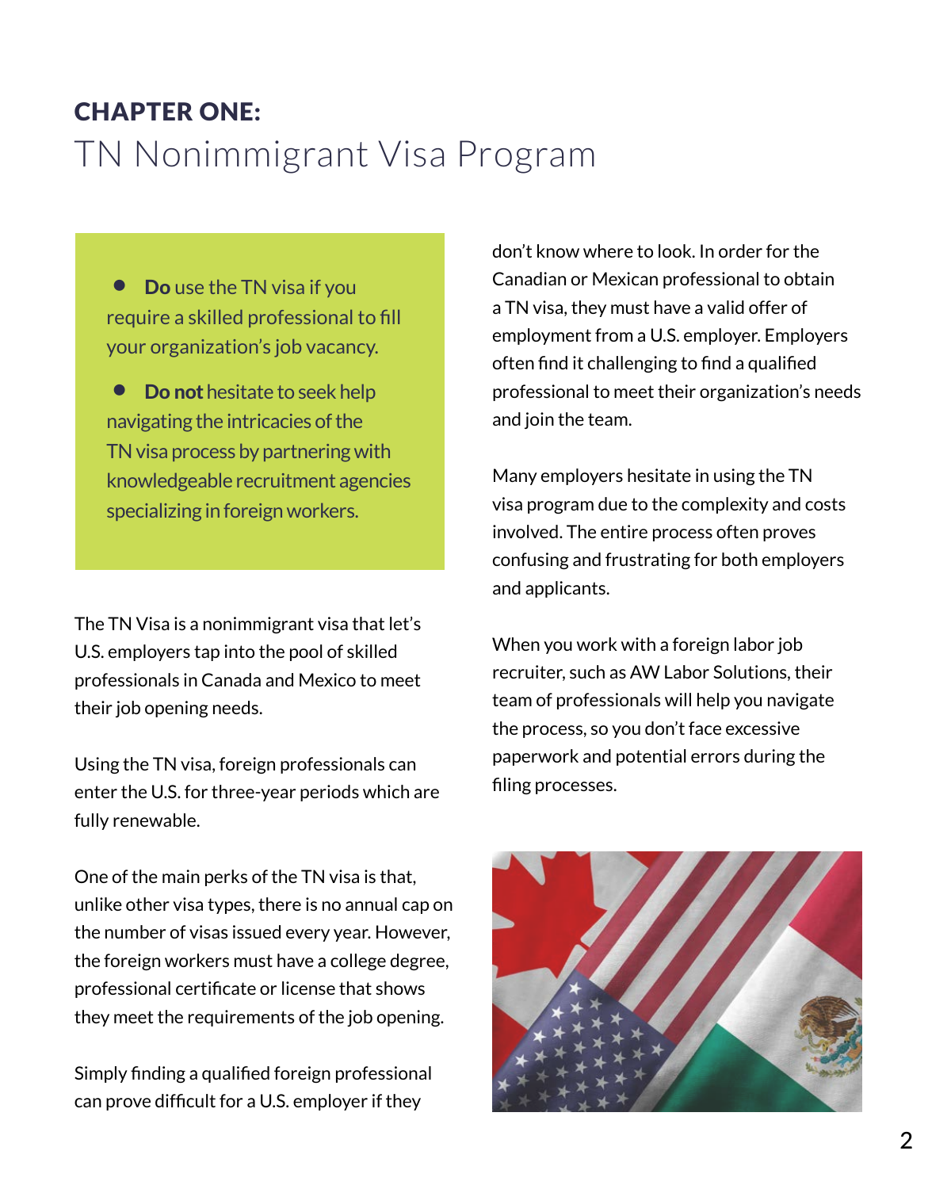# CHAPTER ONE:
## TN Nonimmigrant Visa Program

- **Do** use the TN visa if you require a skilled professional to fill your organization's job vacancy.
- **Do not** hesitate to seek help navigating the intricacies of the TN visa process by partnering with knowledgeable recruitment agencies specializing in foreign workers.

The TN Visa is a nonimmigrant visa that let's U.S. employers tap into the pool of skilled professionals in Canada and Mexico to meet their job opening needs.

Using the TN visa, foreign professionals can enter the U.S. for three-year periods which are fully renewable.

One of the main perks of the TN visa is that, unlike other visa types, there is no annual cap on the number of visas issued every year. However, the foreign workers must have a college degree, professional certificate or license that shows they meet the requirements of the job opening.

Simply finding a qualified foreign professional can prove difficult for a U.S. employer if they don't know where to look. In order for the Canadian or Mexican professional to obtain a TN visa, they must have a valid offer of employment from a U.S. employer. Employers often find it challenging to find a qualified professional to meet their organization's needs and join the team.

Many employers hesitate in using the TN visa program due to the complexity and costs involved. The entire process often proves confusing and frustrating for both employers and applicants.

When you work with a foreign labor job recruiter, such as AW Labor Solutions, their team of professionals will help you navigate the process, so you don't face excessive paperwork and potential errors during the filing processes.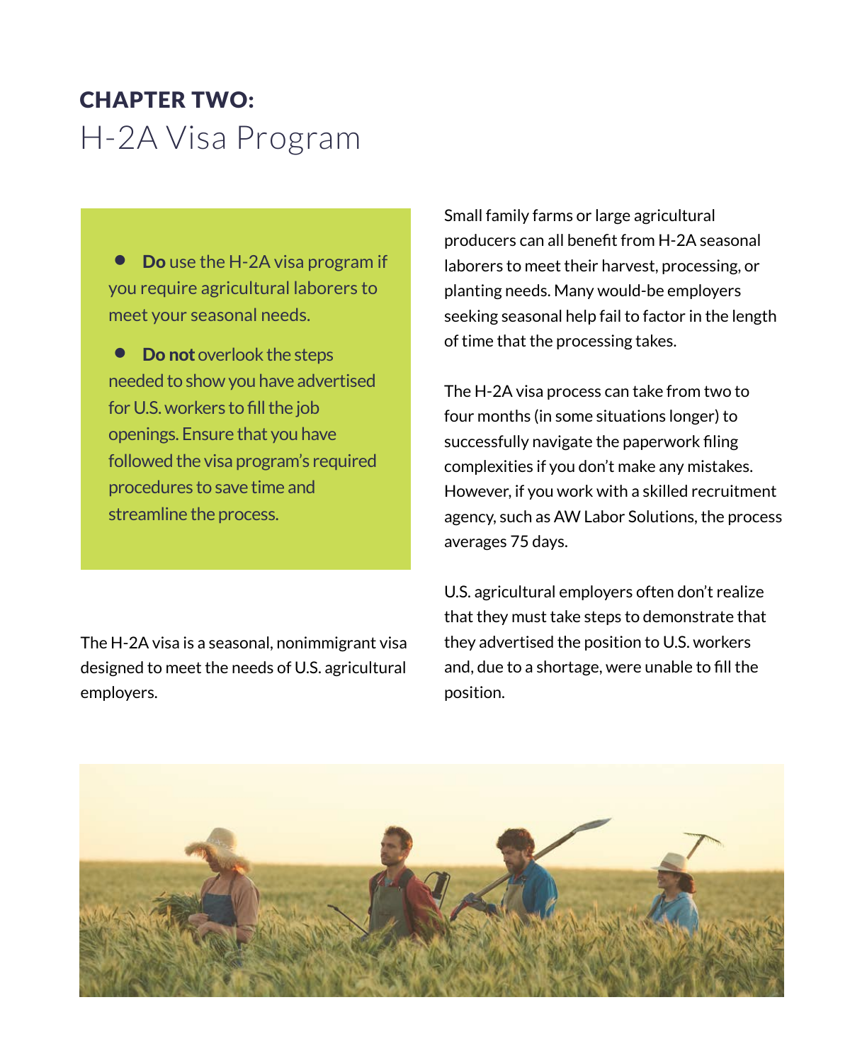**CHAPTER TWO:**

# H-2A Visa Program

- **Do** use the H-2A visa program if you require agricultural laborers to meet your seasonal needs.
- **Do not** overlook the steps needed to show you have advertised for U.S. workers to fill the job openings. Ensure that you have followed the visa program's required procedures to save time and streamline the process.

The H-2A visa is a seasonal, nonimmigrant visa designed to meet the needs of U.S. agricultural employers.

Small family farms or large agricultural producers can all benefit from H-2A seasonal laborers to meet their harvest, processing, or planting needs. Many would-be employers seeking seasonal help fail to factor in the length of time that the processing takes.

The H-2A visa process can take from two to four months (in some situations longer) to successfully navigate the paperwork filing complexities if you don't make any mistakes. However, if you work with a skilled recruitment agency, such as AW Labor Solutions, the process averages 75 days.

U.S. agricultural employers often don't realize that they must take steps to demonstrate that they advertised the position to U.S. workers and, due to a shortage, were unable to fill the position.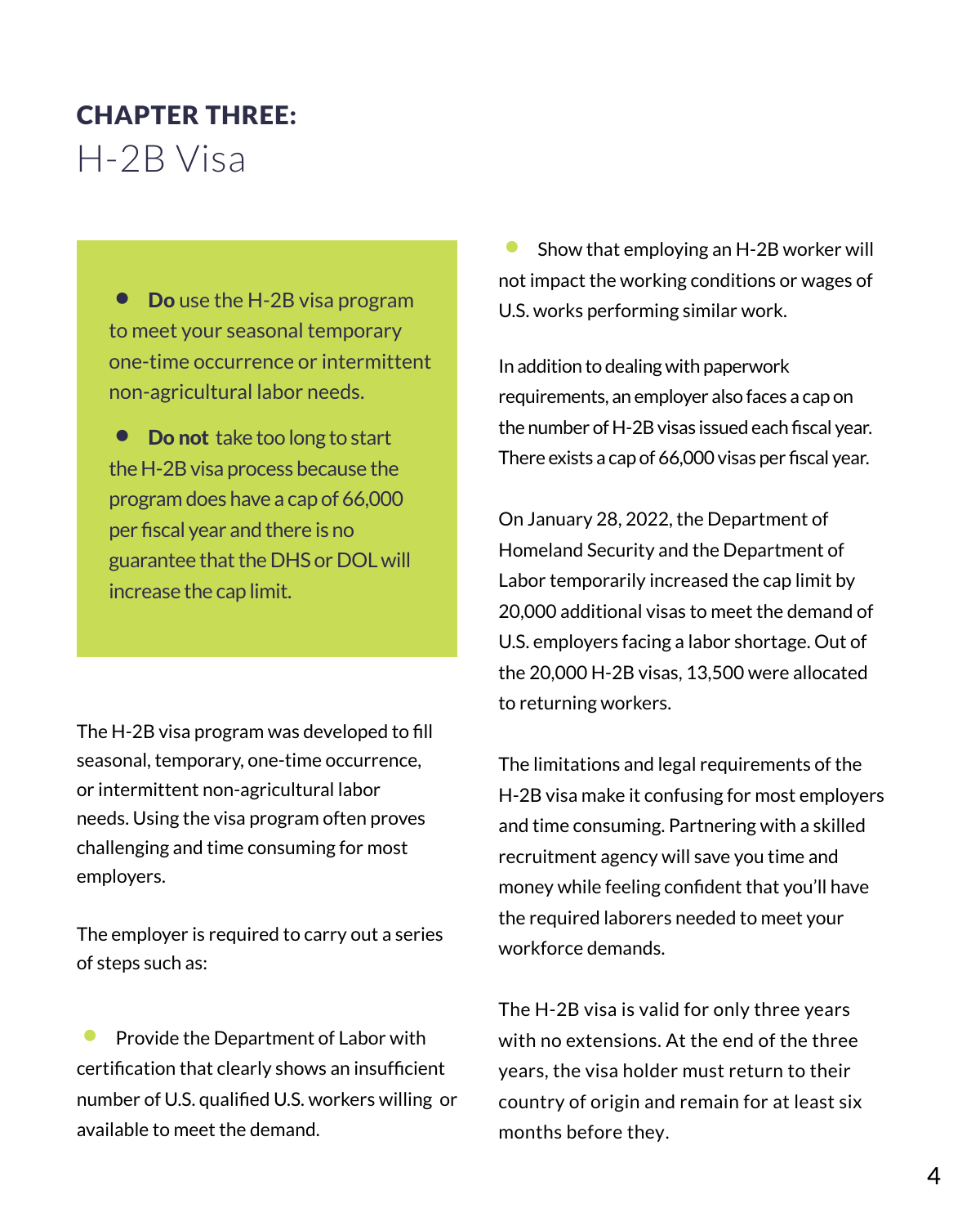# CHAPTER THREE:

## H-2B Visa

- **Do** use the H-2B visa program to meet your seasonal temporary one-time occurrence or intermittent non-agricultural labor needs.
- **Do not** take too long to start the H-2B visa process because the program does have a cap of 66,000 per fiscal year and there is no guarantee that the DHS or DOL will increase the cap limit.

The H-2B visa program was developed to fill seasonal, temporary, one-time occurrence, or intermittent non-agricultural labor needs. Using the visa program often proves challenging and time consuming for most employers.

The employer is required to carry out a series of steps such as:

- Provide the Department of Labor with certification that clearly shows an insufficient number of U.S. qualified U.S. workers willing or available to meet the demand.
- Show that employing an H-2B worker will not impact the working conditions or wages of U.S. works performing similar work.

In addition to dealing with paperwork requirements, an employer also faces a cap on the number of H-2B visas issued each fiscal year. There exists a cap of 66,000 visas per fiscal year.

On January 28, 2022, the Department of Homeland Security and the Department of Labor temporarily increased the cap limit by 20,000 additional visas to meet the demand of U.S. employers facing a labor shortage. Out of the 20,000 H-2B visas, 13,500 were allocated to returning workers.

The limitations and legal requirements of the H-2B visa make it confusing for most employers and time consuming. Partnering with a skilled recruitment agency will save you time and money while feeling confident that you'll have the required laborers needed to meet your workforce demands.

The H-2B visa is valid for only three years with no extensions. At the end of the three years, the visa holder must return to their country of origin and remain for at least six months before they.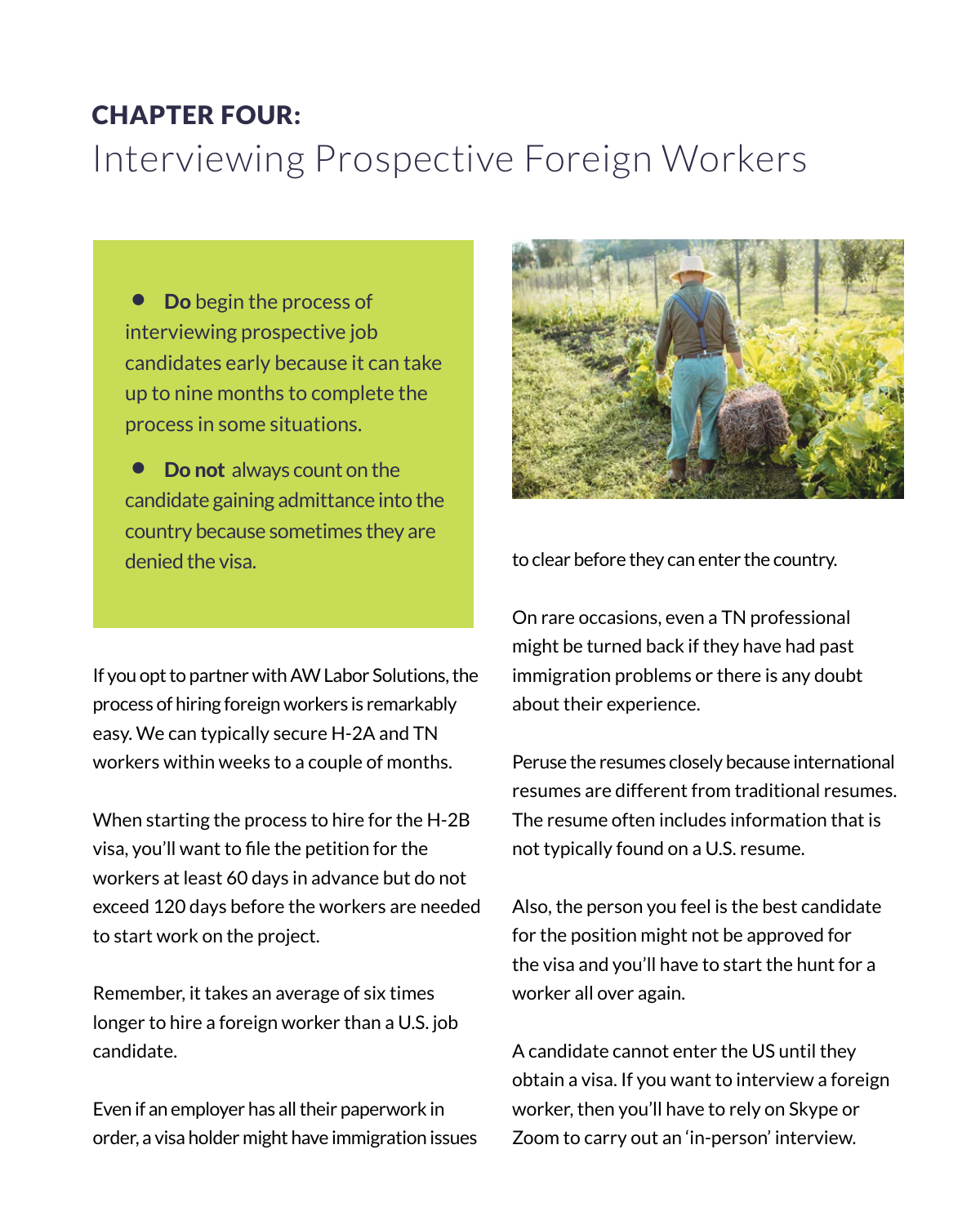## CHAPTER FOUR:
# Interviewing Prospective Foreign Workers

- **Do** begin the process of interviewing prospective job candidates early because it can take up to nine months to complete the process in some situations.
- **Do not** always count on the candidate gaining admittance into the country because sometimes they are denied the visa.

If you opt to partner with AW Labor Solutions, the process of hiring foreign workers is remarkably easy. We can typically secure H-2A and TN workers within weeks to a couple of months.

When starting the process to hire for the H-2B visa, you'll want to file the petition for the workers at least 60 days in advance but do not exceed 120 days before the workers are needed to start work on the project.

Remember, it takes an average of six times longer to hire a foreign worker than a U.S. job candidate.

Even if an employer has all their paperwork in order, a visa holder might have immigration issues to clear before they can enter the country.

On rare occasions, even a TN professional might be turned back if they have had past immigration problems or there is any doubt about their experience.

Peruse the resumes closely because international resumes are different from traditional resumes. The resume often includes information that is not typically found on a U.S. resume.

Also, the person you feel is the best candidate for the position might not be approved for the visa and you'll have to start the hunt for a worker all over again.

A candidate cannot enter the US until they obtain a visa. If you want to interview a foreign worker, then you'll have to rely on Skype or Zoom to carry out an 'in-person' interview.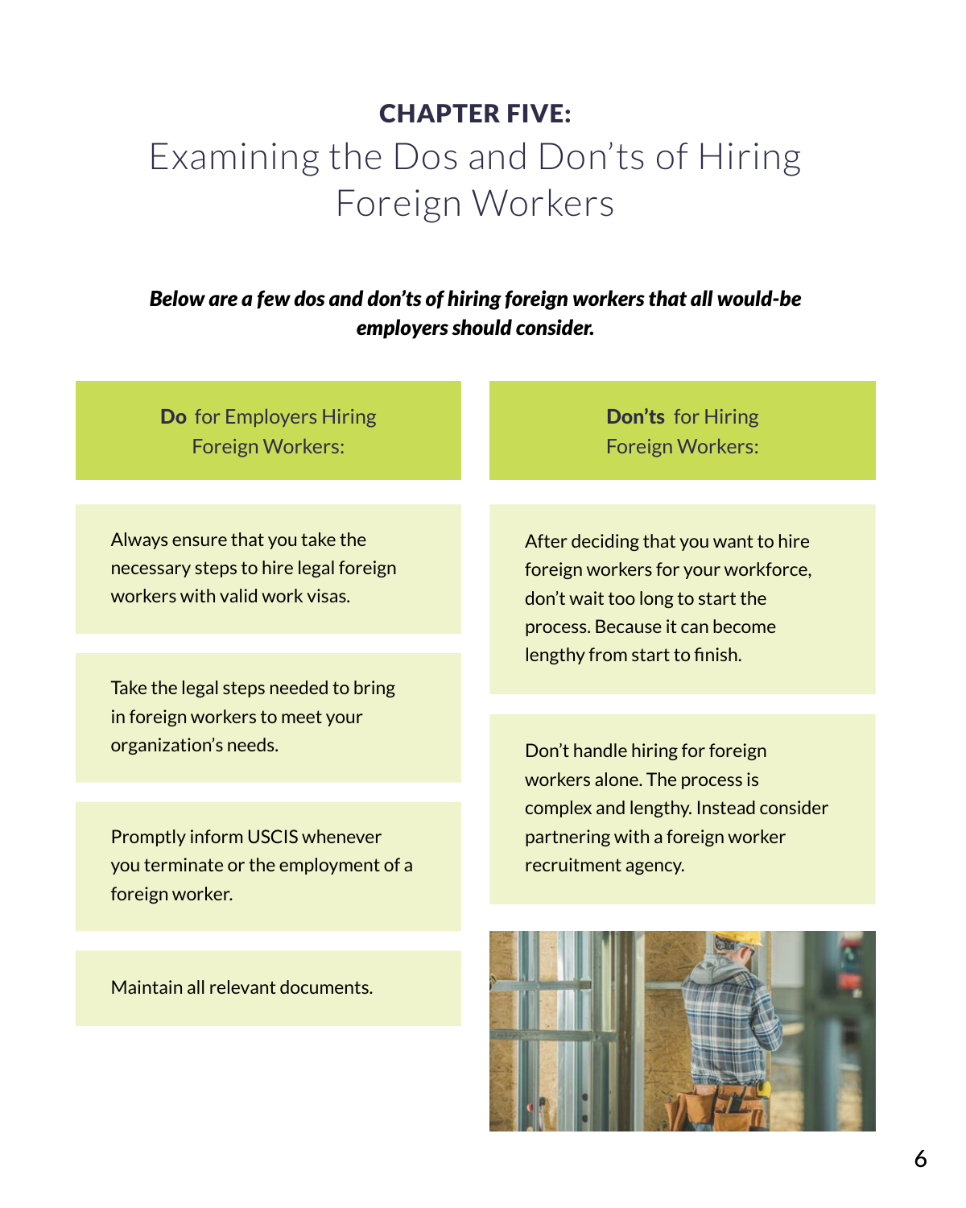## CHAPTER FIVE:

# Examining the Dos and Don'ts of Hiring Foreign Workers

***Below are a few dos and don'ts of hiring foreign workers that all would-be employers should consider.***

### **Do** for Employers Hiring Foreign Workers:

Always ensure that you take the necessary steps to hire legal foreign workers with valid work visas.

Take the legal steps needed to bring in foreign workers to meet your organization's needs.

Promptly inform USCIS whenever you terminate or the employment of a foreign worker.

Maintain all relevant documents.

### **Don'ts** for Hiring Foreign Workers:

After deciding that you want to hire foreign workers for your workforce, don't wait too long to start the process. Because it can become lengthy from start to finish.

Don't handle hiring for foreign workers alone. The process is complex and lengthy. Instead consider partnering with a foreign worker recruitment agency.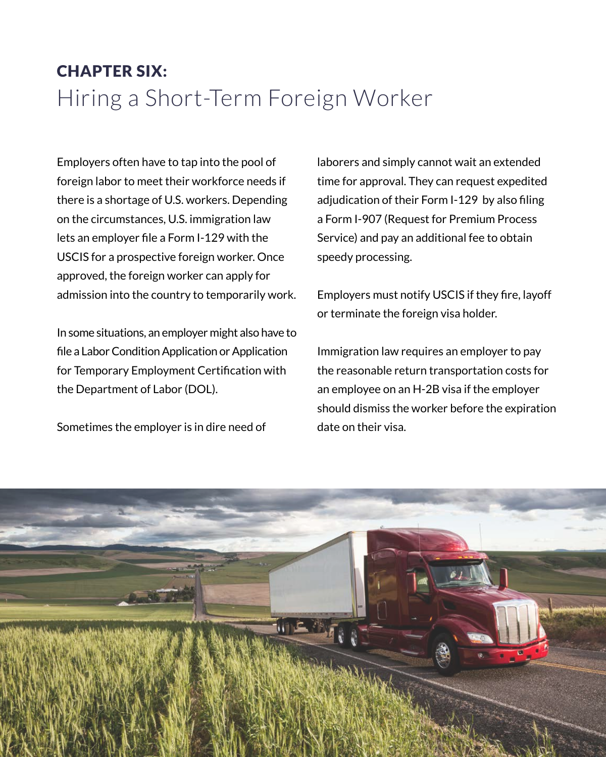## CHAPTER SIX:
# Hiring a Short-Term Foreign Worker

Employers often have to tap into the pool of foreign labor to meet their workforce needs if there is a shortage of U.S. workers. Depending on the circumstances, U.S. immigration law lets an employer file a Form I-129 with the USCIS for a prospective foreign worker. Once approved, the foreign worker can apply for admission into the country to temporarily work.

In some situations, an employer might also have to file a Labor Condition Application or Application for Temporary Employment Certification with the Department of Labor (DOL).

Sometimes the employer is in dire need of laborers and simply cannot wait an extended time for approval. They can request expedited adjudication of their Form I-129 by also filing a Form I-907 (Request for Premium Process Service) and pay an additional fee to obtain speedy processing.

Employers must notify USCIS if they fire, layoff or terminate the foreign visa holder.

Immigration law requires an employer to pay the reasonable return transportation costs for an employee on an H-2B visa if the employer should dismiss the worker before the expiration date on their visa.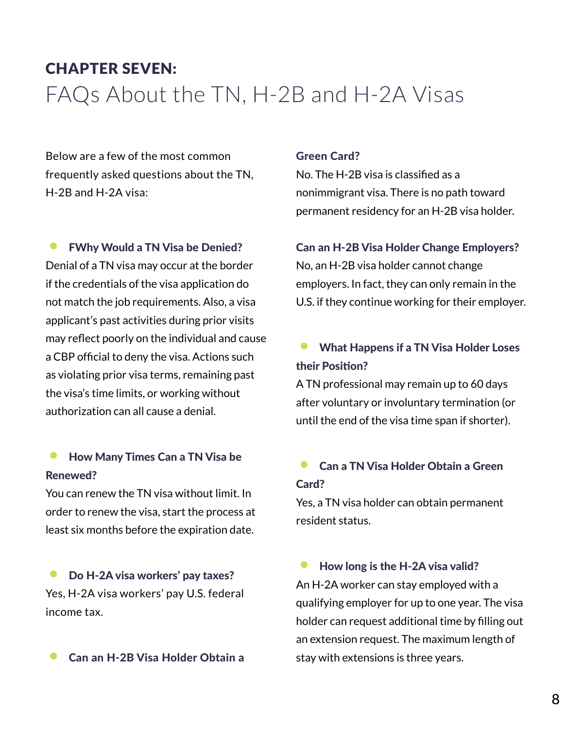## CHAPTER SEVEN:

# FAQs About the TN, H-2B and H-2A Visas

Below are a few of the most common frequently asked questions about the TN, H-2B and H-2A visa:

- **FWhy Would a TN Visa be Denied?**

Denial of a TN visa may occur at the border if the credentials of the visa application do not match the job requirements. Also, a visa applicant's past activities during prior visits may reflect poorly on the individual and cause a CBP official to deny the visa. Actions such as violating prior visa terms, remaining past the visa's time limits, or working without authorization can all cause a denial.

- **How Many Times Can a TN Visa be Renewed?**

You can renew the TN visa without limit. In order to renew the visa, start the process at least six months before the expiration date.

- **Do H-2A visa workers' pay taxes?**

Yes, H-2A visa workers' pay U.S. federal income tax.

- **Can an H-2B Visa Holder Obtain a Green Card?**

No. The H-2B visa is classified as a nonimmigrant visa. There is no path toward permanent residency for an H-2B visa holder.

**Can an H-2B Visa Holder Change Employers?**

No, an H-2B visa holder cannot change employers. In fact, they can only remain in the U.S. if they continue working for their employer.

- **What Happens if a TN Visa Holder Loses their Position?**

A TN professional may remain up to 60 days after voluntary or involuntary termination (or until the end of the visa time span if shorter).

- **Can a TN Visa Holder Obtain a Green Card?**

Yes, a TN visa holder can obtain permanent resident status.

- **How long is the H-2A visa valid?**

An H-2A worker can stay employed with a qualifying employer for up to one year. The visa holder can request additional time by filling out an extension request. The maximum length of stay with extensions is three years.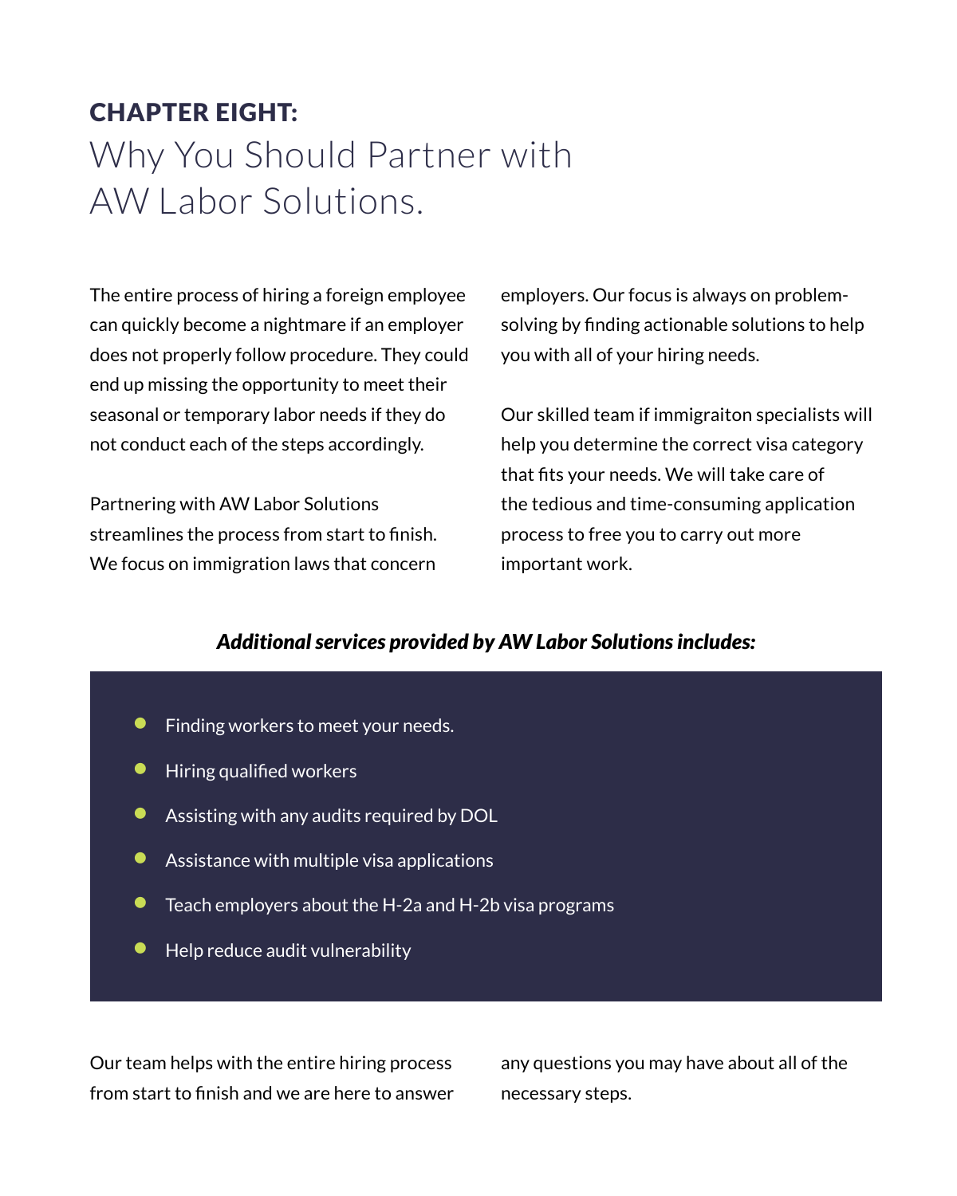## CHAPTER EIGHT:

# Why You Should Partner with AW Labor Solutions.

The entire process of hiring a foreign employee can quickly become a nightmare if an employer does not properly follow procedure. They could end up missing the opportunity to meet their seasonal or temporary labor needs if they do not conduct each of the steps accordingly.

Partnering with AW Labor Solutions streamlines the process from start to finish. We focus on immigration laws that concern employers. Our focus is always on problem-solving by finding actionable solutions to help you with all of your hiring needs.

Our skilled team if immigraiton specialists will help you determine the correct visa category that fits your needs. We will take care of the tedious and time-consuming application process to free you to carry out more important work.

***Additional services provided by AW Labor Solutions includes:***

- Finding workers to meet your needs.
- Hiring qualified workers
- Assisting with any audits required by DOL
- Assistance with multiple visa applications
- Teach employers about the H-2a and H-2b visa programs
- Help reduce audit vulnerability

Our team helps with the entire hiring process from start to finish and we are here to answer any questions you may have about all of the necessary steps.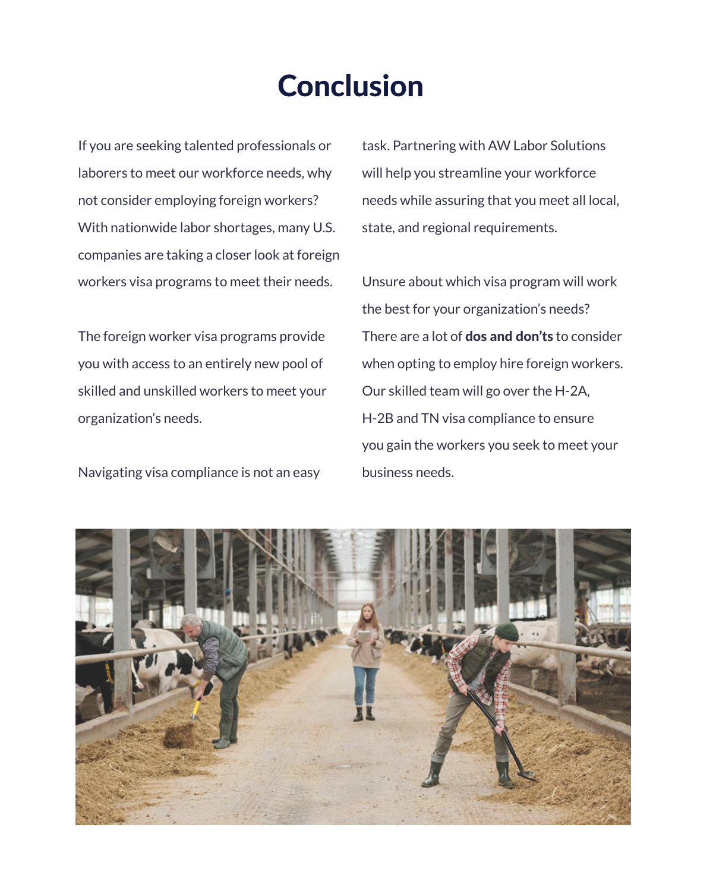# Conclusion

If you are seeking talented professionals or laborers to meet our workforce needs, why not consider employing foreign workers? With nationwide labor shortages, many U.S. companies are taking a closer look at foreign workers visa programs to meet their needs.

The foreign worker visa programs provide you with access to an entirely new pool of skilled and unskilled workers to meet your organization's needs.

Navigating visa compliance is not an easy task. Partnering with AW Labor Solutions will help you streamline your workforce needs while assuring that you meet all local, state, and regional requirements.

Unsure about which visa program will work the best for your organization's needs? There are a lot of **dos and don'ts** to consider when opting to employ hire foreign workers. Our skilled team will go over the H-2A, H-2B and TN visa compliance to ensure you gain the workers you seek to meet your business needs.